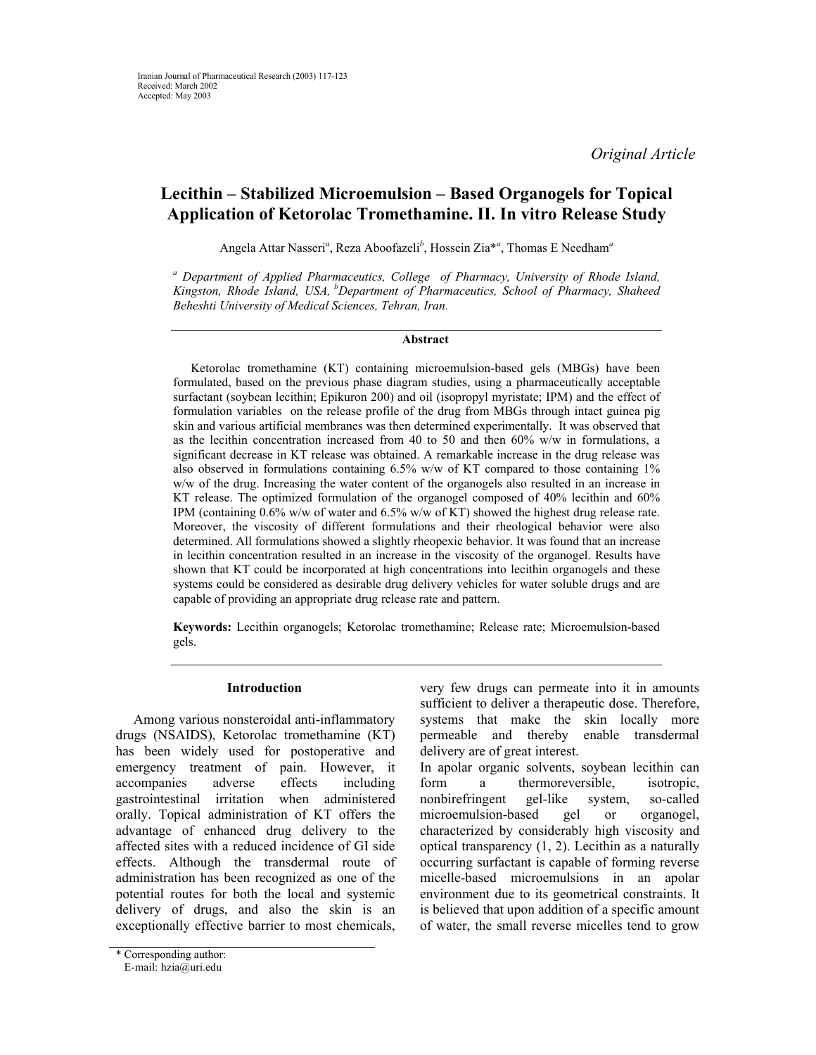Iranian Journal of Pharmaceutical Research (2003) 117-123
Received: March 2002
Accepted: May 2003

*Original Article*

# Lecithin – Stabilized Microemulsion – Based Organogels for Topical Application of Ketorolac Tromethamine. II. In vitro Release Study

Angela Attar Nasseri[a], Reza Aboofazeli[b], Hossein Zia*[a], Thomas E Needham[a]

*[a] Department of Applied Pharmaceutics, College of Pharmacy, University of Rhode Island, Kingston, Rhode Island, USA, [b] Department of Pharmaceutics, School of Pharmacy, Shaheed Beheshti University of Medical Sciences, Tehran, Iran.*

## Abstract

Ketorolac tromethamine (KT) containing microemulsion-based gels (MBGs) have been formulated, based on the previous phase diagram studies, using a pharmaceutically acceptable surfactant (soybean lecithin; Epikuron 200) and oil (isopropyl myristate; IPM) and the effect of formulation variables on the release profile of the drug from MBGs through intact guinea pig skin and various artificial membranes was then determined experimentally. It was observed that as the lecithin concentration increased from 40 to 50 and then 60% w/w in formulations, a significant decrease in KT release was obtained. A remarkable increase in the drug release was also observed in formulations containing 6.5% w/w of KT compared to those containing 1% w/w of the drug. Increasing the water content of the organogels also resulted in an increase in KT release. The optimized formulation of the organogel composed of 40% lecithin and 60% IPM (containing 0.6% w/w of water and 6.5% w/w of KT) showed the highest drug release rate. Moreover, the viscosity of different formulations and their rheological behavior were also determined. All formulations showed a slightly rheopexic behavior. It was found that an increase in lecithin concentration resulted in an increase in the viscosity of the organogel. Results have shown that KT could be incorporated at high concentrations into lecithin organogels and these systems could be considered as desirable drug delivery vehicles for water soluble drugs and are capable of providing an appropriate drug release rate and pattern.

**Keywords:** Lecithin organogels; Ketorolac tromethamine; Release rate; Microemulsion-based gels.

## Introduction

Among various nonsteroidal anti-inflammatory drugs (NSAIDS), Ketorolac tromethamine (KT) has been widely used for postoperative and emergency treatment of pain. However, it accompanies adverse effects including gastrointestinal irritation when administered orally. Topical administration of KT offers the advantage of enhanced drug delivery to the affected sites with a reduced incidence of GI side effects. Although the transdermal route of administration has been recognized as one of the potential routes for both the local and systemic delivery of drugs, and also the skin is an exceptionally effective barrier to most chemicals, very few drugs can permeate into it in amounts sufficient to deliver a therapeutic dose. Therefore, systems that make the skin locally more permeable and thereby enable transdermal delivery are of great interest.

In apolar organic solvents, soybean lecithin can form a thermoreversible, isotropic, nonbirefringent gel-like system, so-called microemulsion-based gel or organogel, characterized by considerably high viscosity and optical transparency (1, 2). Lecithin as a naturally occurring surfactant is capable of forming reverse micelle-based microemulsions in an apolar environment due to its geometrical constraints. It is believed that upon addition of a specific amount of water, the small reverse micelles tend to grow

\* Corresponding author:
E-mail: hzia@uri.edu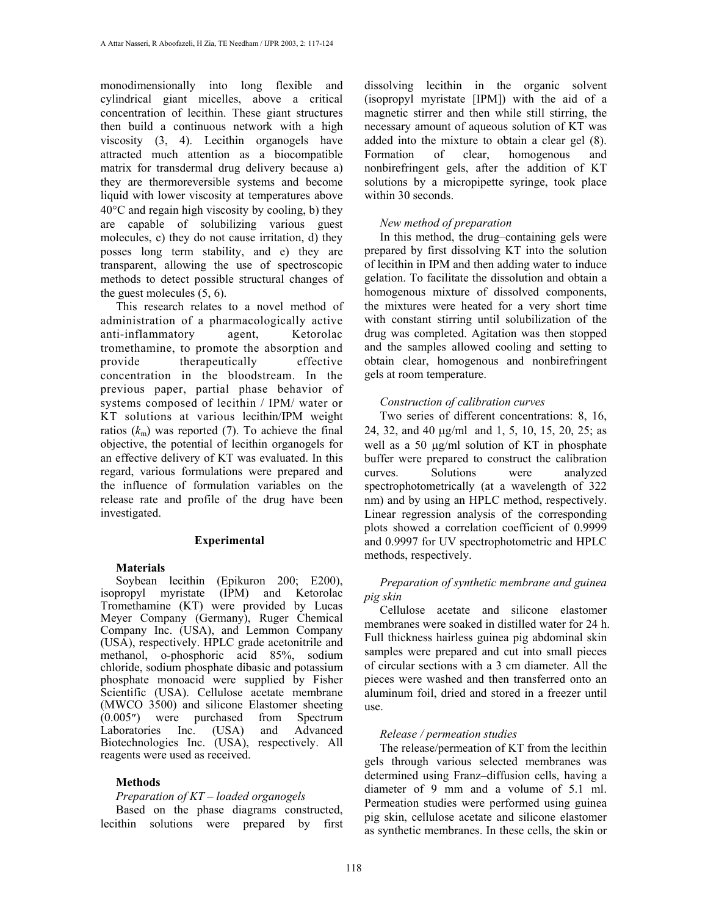monodimensionally into long flexible and cylindrical giant micelles, above a critical concentration of lecithin. These giant structures then build a continuous network with a high viscosity (3, 4). Lecithin organogels have attracted much attention as a biocompatible matrix for transdermal drug delivery because a) they are thermoreversible systems and become liquid with lower viscosity at temperatures above 40°C and regain high viscosity by cooling, b) they are capable of solubilizing various guest molecules, c) they do not cause irritation, d) they posses long term stability, and e) they are transparent, allowing the use of spectroscopic methods to detect possible structural changes of the guest molecules (5, 6).

This research relates to a novel method of administration of a pharmacologically active anti-inflammatory agent, Ketorolac tromethamine, to promote the absorption and provide therapeutically effective concentration in the bloodstream. In the previous paper, partial phase behavior of systems composed of lecithin / IPM/ water or KT solutions at various lecithin/IPM weight ratios ($k_m$) was reported (7). To achieve the final objective, the potential of lecithin organogels for an effective delivery of KT was evaluated. In this regard, various formulations were prepared and the influence of formulation variables on the release rate and profile of the drug have been investigated.

## Experimental

### Materials

Soybean lecithin (Epikuron 200; E200), isopropyl myristate (IPM) and Ketorolac Tromethamine (KT) were provided by Lucas Meyer Company (Germany), Ruger Chemical Company Inc. (USA), and Lemmon Company (USA), respectively. HPLC grade acetonitrile and methanol, o-phosphoric acid 85%, sodium chloride, sodium phosphate dibasic and potassium phosphate monoacid were supplied by Fisher Scientific (USA). Cellulose acetate membrane (MWCO 3500) and silicone Elastomer sheeting (0.005″) were purchased from Spectrum Laboratories Inc. (USA) and Advanced Biotechnologies Inc. (USA), respectively. All reagents were used as received.

### Methods

*Preparation of KT – loaded organogels*

Based on the phase diagrams constructed, lecithin solutions were prepared by first dissolving lecithin in the organic solvent (isopropyl myristate [IPM]) with the aid of a magnetic stirrer and then while still stirring, the necessary amount of aqueous solution of KT was added into the mixture to obtain a clear gel (8). Formation of clear, homogenous and nonbirefringent gels, after the addition of KT solutions by a micropipette syringe, took place within 30 seconds.

*New method of preparation*

In this method, the drug–containing gels were prepared by first dissolving KT into the solution of lecithin in IPM and then adding water to induce gelation. To facilitate the dissolution and obtain a homogenous mixture of dissolved components, the mixtures were heated for a very short time with constant stirring until solubilization of the drug was completed. Agitation was then stopped and the samples allowed cooling and setting to obtain clear, homogenous and nonbirefringent gels at room temperature.

*Construction of calibration curves*

Two series of different concentrations: 8, 16, 24, 32, and 40 μg/ml and 1, 5, 10, 15, 20, 25; as well as a 50 μg/ml solution of KT in phosphate buffer were prepared to construct the calibration curves. Solutions were analyzed spectrophotometrically (at a wavelength of 322 nm) and by using an HPLC method, respectively. Linear regression analysis of the corresponding plots showed a correlation coefficient of 0.9999 and 0.9997 for UV spectrophotometric and HPLC methods, respectively.

*Preparation of synthetic membrane and guinea pig skin*

Cellulose acetate and silicone elastomer membranes were soaked in distilled water for 24 h. Full thickness hairless guinea pig abdominal skin samples were prepared and cut into small pieces of circular sections with a 3 cm diameter. All the pieces were washed and then transferred onto an aluminum foil, dried and stored in a freezer until use.

*Release / permeation studies*

The release/permeation of KT from the lecithin gels through various selected membranes was determined using Franz–diffusion cells, having a diameter of 9 mm and a volume of 5.1 ml. Permeation studies were performed using guinea pig skin, cellulose acetate and silicone elastomer as synthetic membranes. In these cells, the skin or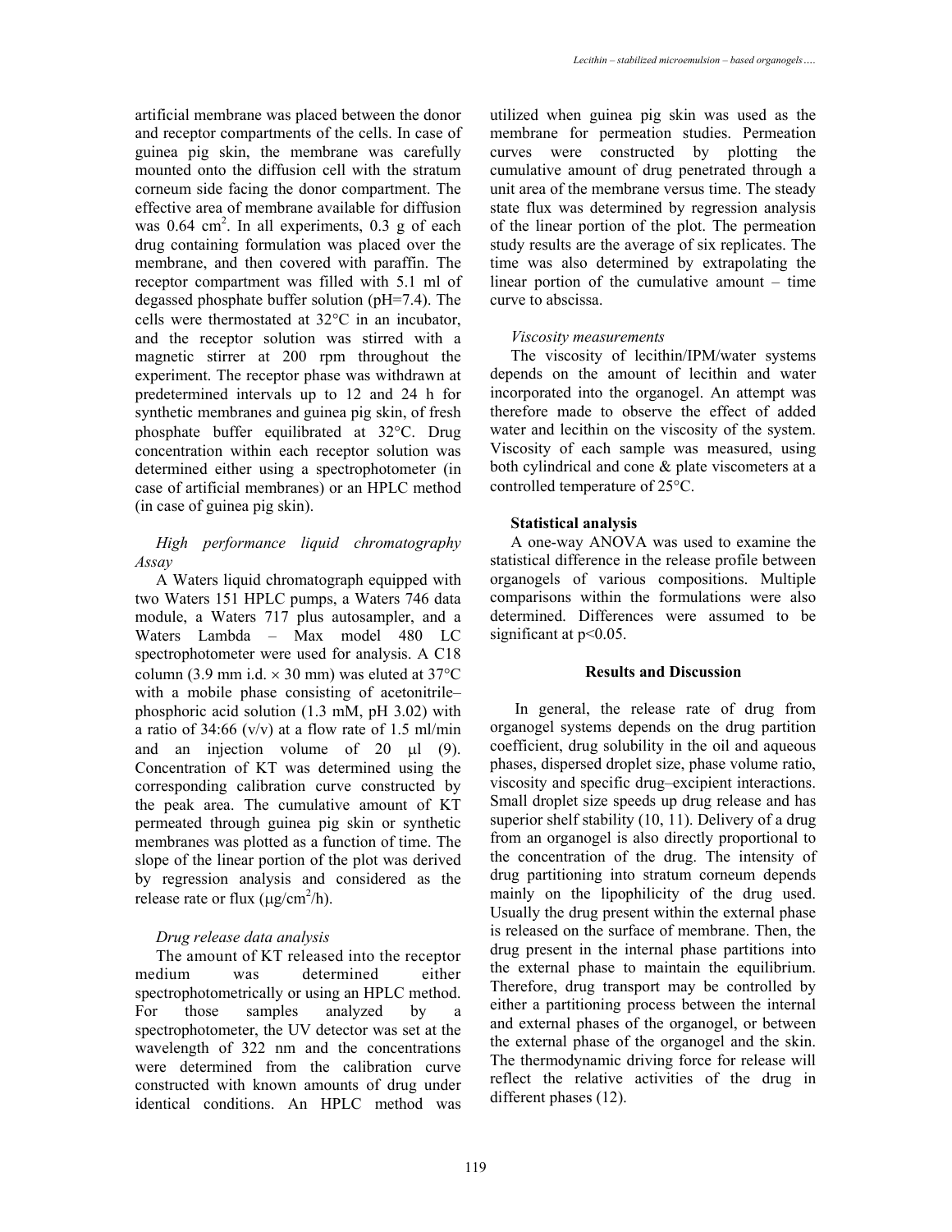artificial membrane was placed between the donor and receptor compartments of the cells. In case of guinea pig skin, the membrane was carefully mounted onto the diffusion cell with the stratum corneum side facing the donor compartment. The effective area of membrane available for diffusion was 0.64 $cm^2$. In all experiments, 0.3 g of each drug containing formulation was placed over the membrane, and then covered with paraffin. The receptor compartment was filled with 5.1 ml of degassed phosphate buffer solution (pH=7.4). The cells were thermostated at 32°C in an incubator, and the receptor solution was stirred with a magnetic stirrer at 200 rpm throughout the experiment. The receptor phase was withdrawn at predetermined intervals up to 12 and 24 h for synthetic membranes and guinea pig skin, of fresh phosphate buffer equilibrated at 32°C. Drug concentration within each receptor solution was determined either using a spectrophotometer (in case of artificial membranes) or an HPLC method (in case of guinea pig skin).

*High performance liquid chromatography Assay*

A Waters liquid chromatograph equipped with two Waters 151 HPLC pumps, a Waters 746 data module, a Waters 717 plus autosampler, and a Waters Lambda – Max model 480 LC spectrophotometer were used for analysis. A C18 column (3.9 mm i.d. × 30 mm) was eluted at 37°C with a mobile phase consisting of acetonitrile–phosphoric acid solution (1.3 mM, pH 3.02) with a ratio of 34:66 (v/v) at a flow rate of 1.5 ml/min and an injection volume of 20 μl (9). Concentration of KT was determined using the corresponding calibration curve constructed by the peak area. The cumulative amount of KT permeated through guinea pig skin or synthetic membranes was plotted as a function of time. The slope of the linear portion of the plot was derived by regression analysis and considered as the release rate or flux (μg/$cm^2$/h).

*Drug release data analysis*

The amount of KT released into the receptor medium was determined either spectrophotometrically or using an HPLC method. For those samples analyzed by a spectrophotometer, the UV detector was set at the wavelength of 322 nm and the concentrations were determined from the calibration curve constructed with known amounts of drug under identical conditions. An HPLC method was utilized when guinea pig skin was used as the membrane for permeation studies. Permeation curves were constructed by plotting the cumulative amount of drug penetrated through a unit area of the membrane versus time. The steady state flux was determined by regression analysis of the linear portion of the plot. The permeation study results are the average of six replicates. The time was also determined by extrapolating the linear portion of the cumulative amount – time curve to abscissa.

*Viscosity measurements*

The viscosity of lecithin/IPM/water systems depends on the amount of lecithin and water incorporated into the organogel. An attempt was therefore made to observe the effect of added water and lecithin on the viscosity of the system. Viscosity of each sample was measured, using both cylindrical and cone & plate viscometers at a controlled temperature of 25°C.

**Statistical analysis**

A one-way ANOVA was used to examine the statistical difference in the release profile between organogels of various compositions. Multiple comparisons within the formulations were also determined. Differences were assumed to be significant at $p<0.05$.

## Results and Discussion

In general, the release rate of drug from organogel systems depends on the drug partition coefficient, drug solubility in the oil and aqueous phases, dispersed droplet size, phase volume ratio, viscosity and specific drug–excipient interactions. Small droplet size speeds up drug release and has superior shelf stability (10, 11). Delivery of a drug from an organogel is also directly proportional to the concentration of the drug. The intensity of drug partitioning into stratum corneum depends mainly on the lipophilicity of the drug used. Usually the drug present within the external phase is released on the surface of membrane. Then, the drug present in the internal phase partitions into the external phase to maintain the equilibrium. Therefore, drug transport may be controlled by either a partitioning process between the internal and external phases of the organogel, or between the external phase of the organogel and the skin. The thermodynamic driving force for release will reflect the relative activities of the drug in different phases (12).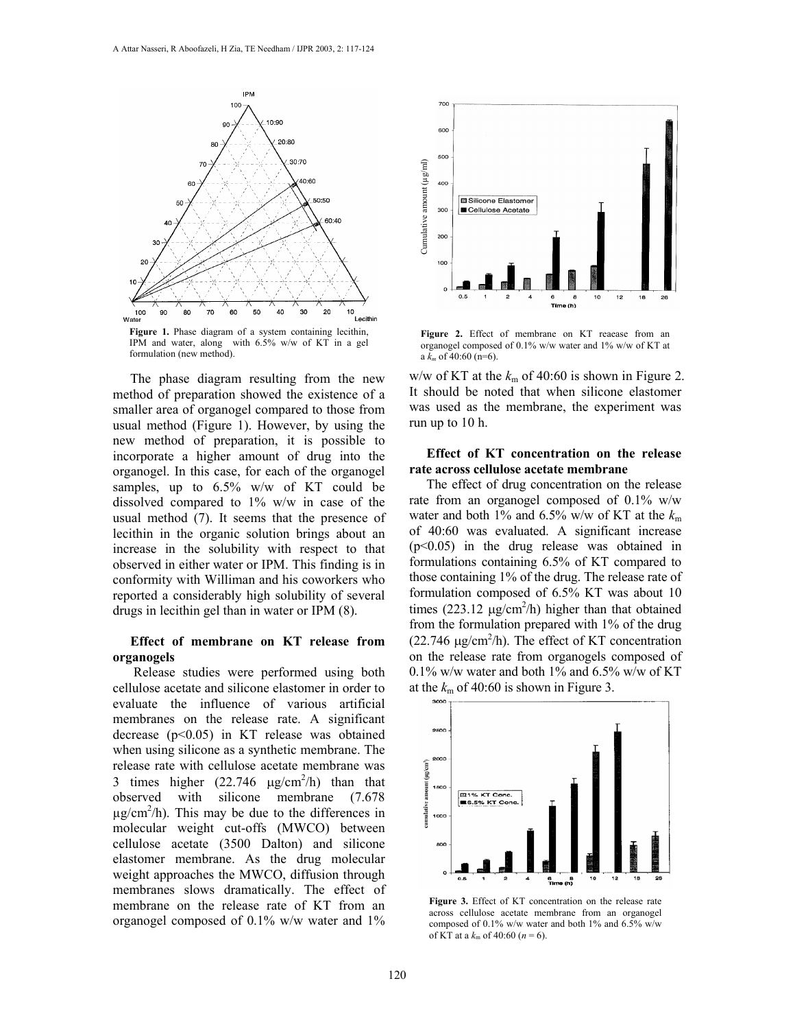Figure 1. Phase diagram of a system containing lecithin, IPM and water, along with 6.5% w/w of KT in a gel formulation (new method).

The phase diagram resulting from the new method of preparation showed the existence of a smaller area of organogel compared to those from usual method (Figure 1). However, by using the new method of preparation, it is possible to incorporate a higher amount of drug into the organogel. In this case, for each of the organogel samples, up to 6.5% w/w of KT could be dissolved compared to 1% w/w in case of the usual method (7). It seems that the presence of lecithin in the organic solution brings about an increase in the solubility with respect to that observed in either water or IPM. This finding is in conformity with Williman and his coworkers who reported a considerably high solubility of several drugs in lecithin gel than in water or IPM (8).

**Effect of membrane on KT release from organogels**

Release studies were performed using both cellulose acetate and silicone elastomer in order to evaluate the influence of various artificial membranes on the release rate. A significant decrease ($p<0.05$) in KT release was obtained when using silicone as a synthetic membrane. The release rate with cellulose acetate membrane was 3 times higher (22.746 μg/cm$^2$/h) than that observed with silicone membrane (7.678 μg/cm$^2$/h). This may be due to the differences in molecular weight cut-offs (MWCO) between cellulose acetate (3500 Dalton) and silicone elastomer membrane. As the drug molecular weight approaches the MWCO, diffusion through membranes slows dramatically. The effect of membrane on the release rate of KT from an organogel composed of 0.1% w/w water and 1% w/w of KT at the $k_m$ of 40:60 is shown in Figure 2. It should be noted that when silicone elastomer was used as the membrane, the experiment was run up to 10 h.

Figure 2. Effect of membrane on KT reaease from an organogel composed of 0.1% w/w water and 1% w/w of KT at a $k_m$ of 40:60 (n=6).

**Effect of KT concentration on the release rate across cellulose acetate membrane**

The effect of drug concentration on the release rate from an organogel composed of 0.1% w/w water and both 1% and 6.5% w/w of KT at the $k_m$ of 40:60 was evaluated. A significant increase ($p<0.05$) in the drug release was obtained in formulations containing 6.5% of KT compared to those containing 1% of the drug. The release rate of formulation composed of 6.5% KT was about 10 times (223.12 μg/cm$^2$/h) higher than that obtained from the formulation prepared with 1% of the drug (22.746 μg/cm$^2$/h). The effect of KT concentration on the release rate from organogels composed of 0.1% w/w water and both 1% and 6.5% w/w of KT at the $k_m$ of 40:60 is shown in Figure 3.

Figure 3. Effect of KT concentration on the release rate across cellulose acetate membrane from an organogel composed of 0.1% w/w water and both 1% and 6.5% w/w of KT at a $k_m$ of 40:60 ($n$ = 6).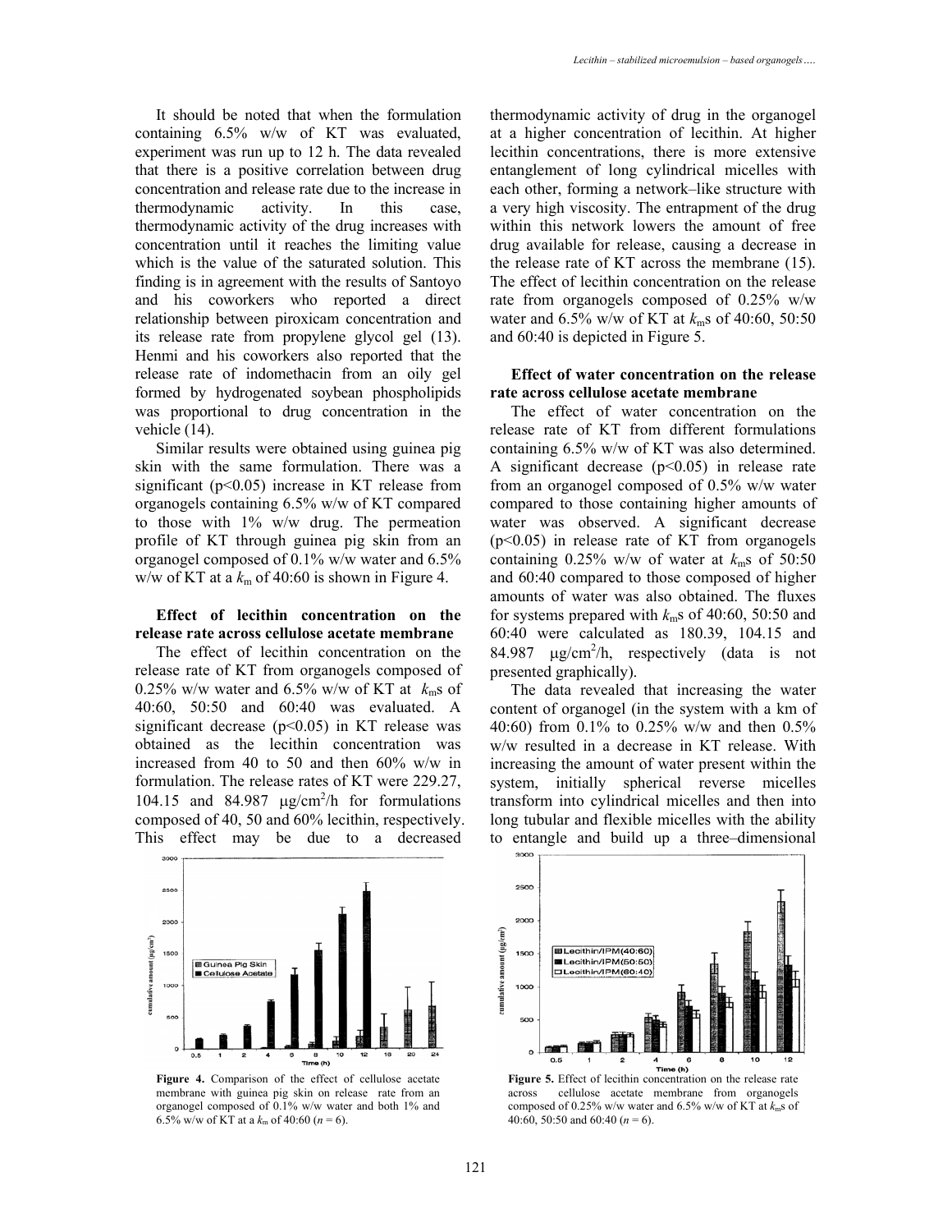It should be noted that when the formulation containing 6.5% w/w of KT was evaluated, experiment was run up to 12 h. The data revealed that there is a positive correlation between drug concentration and release rate due to the increase in thermodynamic activity. In this case, thermodynamic activity of the drug increases with concentration until it reaches the limiting value which is the value of the saturated solution. This finding is in agreement with the results of Santoyo and his coworkers who reported a direct relationship between piroxicam concentration and its release rate from propylene glycol gel (13). Henmi and his coworkers also reported that the release rate of indomethacin from an oily gel formed by hydrogenated soybean phospholipids was proportional to drug concentration in the vehicle (14).

Similar results were obtained using guinea pig skin with the same formulation. There was a significant ($p<0.05$) increase in KT release from organogels containing 6.5% w/w of KT compared to those with 1% w/w drug. The permeation profile of KT through guinea pig skin from an organogel composed of 0.1% w/w water and 6.5% w/w of KT at a $k_m$ of 40:60 is shown in Figure 4.

**Effect of lecithin concentration on the release rate across cellulose acetate membrane**

The effect of lecithin concentration on the release rate of KT from organogels composed of 0.25% w/w water and 6.5% w/w of KT at $k_m$s of 40:60, 50:50 and 60:40 was evaluated. A significant decrease ($p<0.05$) in KT release was obtained as the lecithin concentration was increased from 40 to 50 and then 60% w/w in formulation. The release rates of KT were 229.27, 104.15 and 84.987 μg/cm$^2$/h for formulations composed of 40, 50 and 60% lecithin, respectively. This effect may be due to a decreased thermodynamic activity of drug in the organogel at a higher concentration of lecithin. At higher lecithin concentrations, there is more extensive entanglement of long cylindrical micelles with each other, forming a network–like structure with a very high viscosity. The entrapment of the drug within this network lowers the amount of free drug available for release, causing a decrease in the release rate of KT across the membrane (15). The effect of lecithin concentration on the release rate from organogels composed of 0.25% w/w water and 6.5% w/w of KT at $k_m$s of 40:60, 50:50 and 60:40 is depicted in Figure 5.

**Effect of water concentration on the release rate across cellulose acetate membrane**

The effect of water concentration on the release rate of KT from different formulations containing 6.5% w/w of KT was also determined. A significant decrease ($p<0.05$) in release rate from an organogel composed of 0.5% w/w water compared to those containing higher amounts of water was observed. A significant decrease ($p<0.05$) in release rate of KT from organogels containing 0.25% w/w of water at $k_m$s of 50:50 and 60:40 compared to those composed of higher amounts of water was also obtained. The fluxes for systems prepared with $k_m$s of 40:60, 50:50 and 60:40 were calculated as 180.39, 104.15 and 84.987 μg/cm$^2$/h, respectively (data is not presented graphically).

The data revealed that increasing the water content of organogel (in the system with a km of 40:60) from 0.1% to 0.25% w/w and then 0.5% w/w resulted in a decrease in KT release. With increasing the amount of water present within the system, initially spherical reverse micelles transform into cylindrical micelles and then into long tubular and flexible micelles with the ability to entangle and build up a three–dimensional

**Figure 4.** Comparison of the effect of cellulose acetate membrane with guinea pig skin on release rate from an organogel composed of 0.1% w/w water and both 1% and 6.5% w/w of KT at a $k_m$ of 40:60 ($n$ = 6).

**Figure 5.** Effect of lecithin concentration on the release rate across cellulose acetate membrane from organogels composed of 0.25% w/w water and 6.5% w/w of KT at $k_m$s of 40:60, 50:50 and 60:40 ($n$ = 6).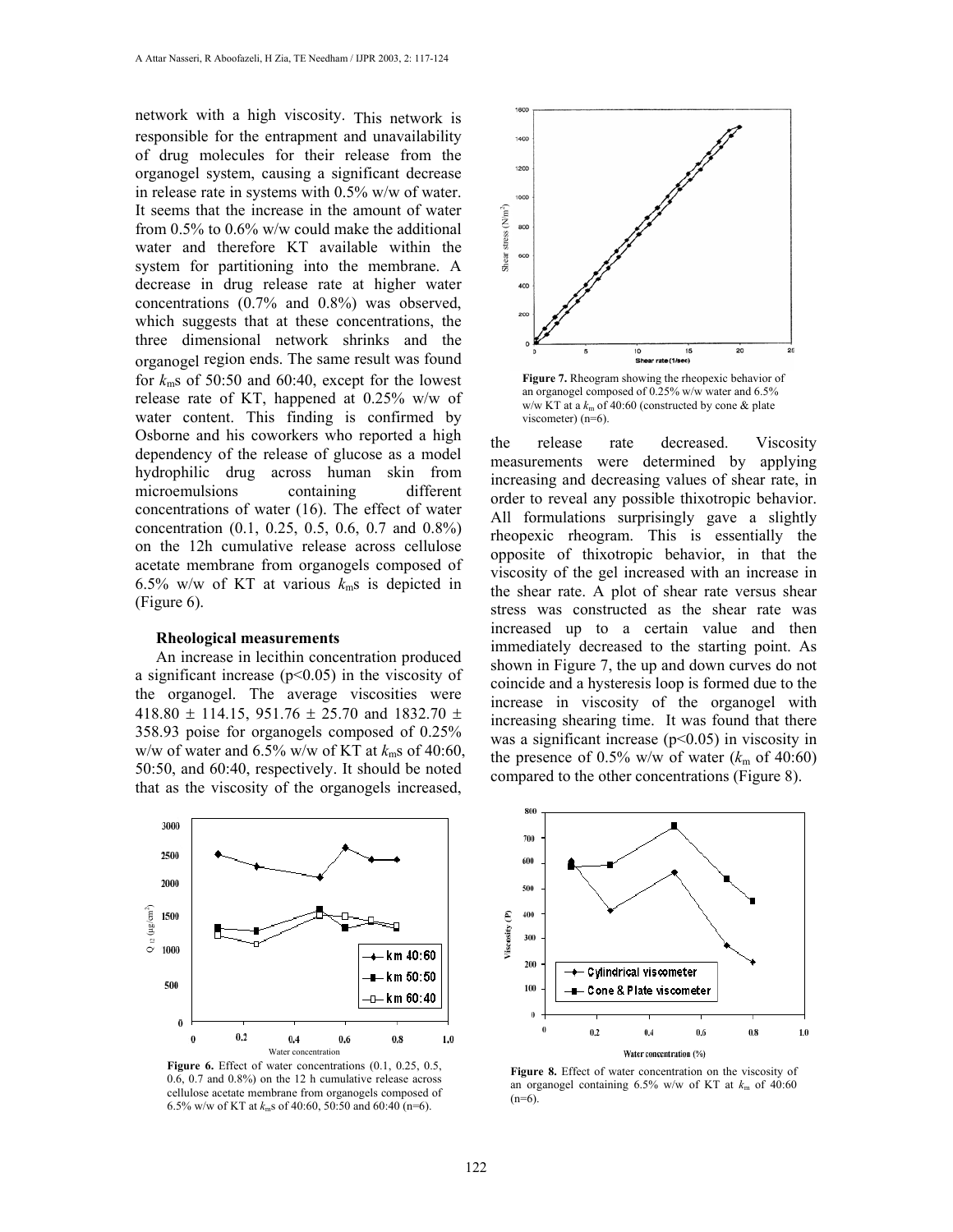network with a high viscosity. This network is responsible for the entrapment and unavailability of drug molecules for their release from the organogel system, causing a significant decrease in release rate in systems with 0.5% w/w of water. It seems that the increase in the amount of water from 0.5% to 0.6% w/w could make the additional water and therefore KT available within the system for partitioning into the membrane. A decrease in drug release rate at higher water concentrations (0.7% and 0.8%) was observed, which suggests that at these concentrations, the three dimensional network shrinks and the organogel region ends. The same result was found for $k_m$s of 50:50 and 60:40, except for the lowest release rate of KT, happened at 0.25% w/w of water content. This finding is confirmed by Osborne and his coworkers who reported a high dependency of the release of glucose as a model hydrophilic drug across human skin from microemulsions containing different concentrations of water (16). The effect of water concentration (0.1, 0.25, 0.5, 0.6, 0.7 and 0.8%) on the 12h cumulative release across cellulose acetate membrane from organogels composed of 6.5% w/w of KT at various $k_m$s is depicted in (Figure 6).

### Rheological measurements

An increase in lecithin concentration produced a significant increase ($p<0.05$) in the viscosity of the organogel. The average viscosities were 418.80 ± 114.15, 951.76 ± 25.70 and 1832.70 ± 358.93 poise for organogels composed of 0.25% w/w of water and 6.5% w/w of KT at $k_m$s of 40:60, 50:50, and 60:40, respectively. It should be noted that as the viscosity of the organogels increased, the release rate decreased. Viscosity measurements were determined by applying increasing and decreasing values of shear rate, in order to reveal any possible thixotropic behavior. All formulations surprisingly gave a slightly rheopexic rheogram. This is essentially the opposite of thixotropic behavior, in that the viscosity of the gel increased with an increase in the shear rate. A plot of shear rate versus shear stress was constructed as the shear rate was increased up to a certain value and then immediately decreased to the starting point. As shown in Figure 7, the up and down curves do not coincide and a hysteresis loop is formed due to the increase in viscosity of the organogel with increasing shearing time. It was found that there was a significant increase ($p<0.05$) in viscosity in the presence of 0.5% w/w of water ($k_m$ of 40:60) compared to the other concentrations (Figure 8).

**Figure 7.** Rheogram showing the rheopexic behavior of an organogel composed of 0.25% w/w water and 6.5% w/w KT at a $k_m$ of 40:60 (constructed by cone & plate viscometer) (n=6).

**Figure 6.** Effect of water concentrations (0.1, 0.25, 0.5, 0.6, 0.7 and 0.8%) on the 12 h cumulative release across cellulose acetate membrane from organogels composed of 6.5% w/w of KT at $k_m$s of 40:60, 50:50 and 60:40 (n=6).

**Figure 8.** Effect of water concentration on the viscosity of an organogel containing 6.5% w/w of KT at $k_m$ of 40:60 (n=6).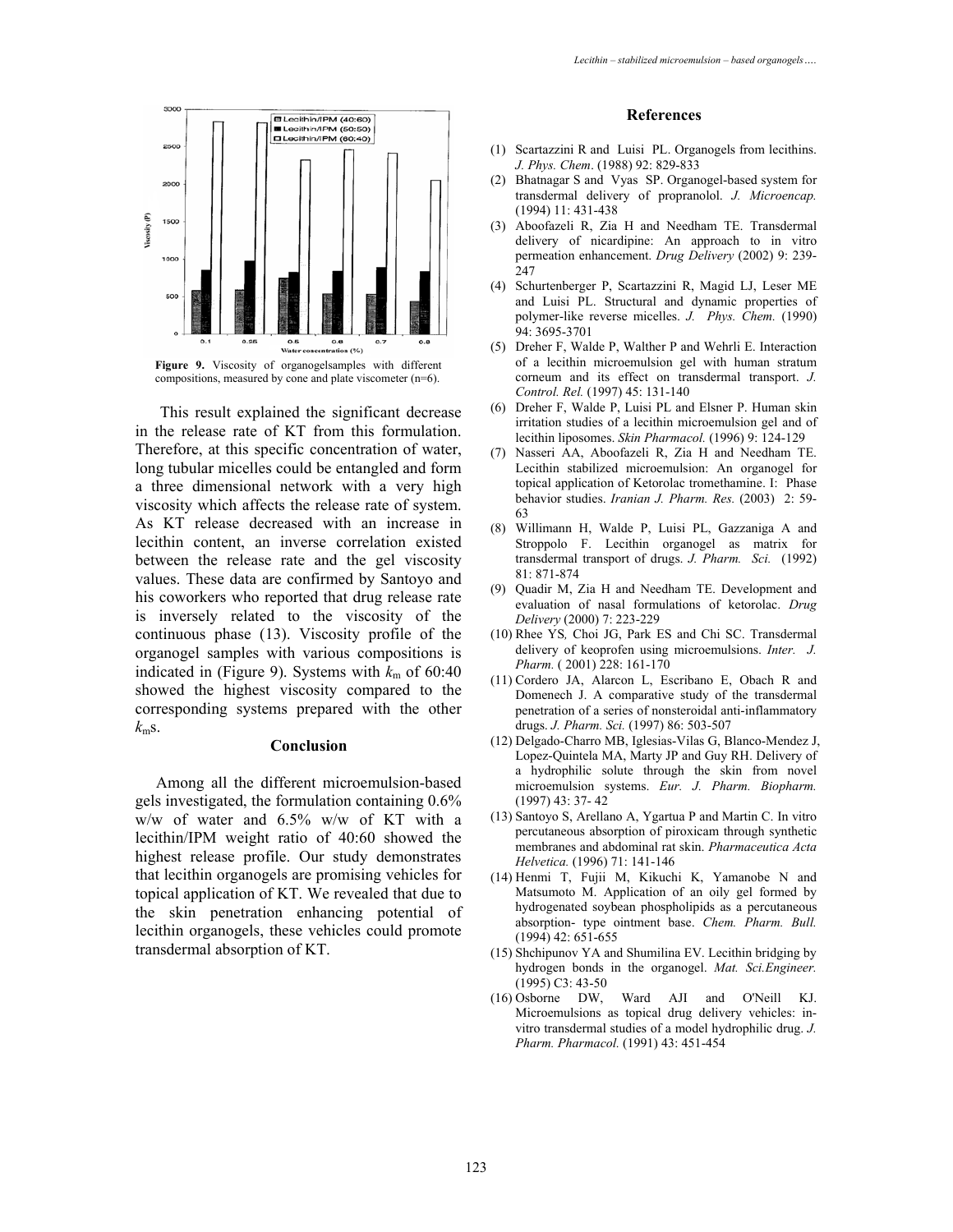Lecithin/IPM (40:60)
Lecithin/IPM (50:50)
Lecithin/IPM (60:40)

Viscosity (P)

3000
2500
2000
1500
1000
500
0

0.1 0.25 0.5 0.6 0.7 0.8

Water concentration (%)

**Figure 9.** Viscosity of organogelsamples with different compositions, measured by cone and plate viscometer (n=6).

This result explained the significant decrease in the release rate of KT from this formulation. Therefore, at this specific concentration of water, long tubular micelles could be entangled and form a three dimensional network with a very high viscosity which affects the release rate of system. As KT release decreased with an increase in lecithin content, an inverse correlation existed between the release rate and the gel viscosity values. These data are confirmed by Santoyo and his coworkers who reported that drug release rate is inversely related to the viscosity of the continuous phase (13). Viscosity profile of the organogel samples with various compositions is indicated in (Figure 9). Systems with $k_m$ of 60:40 showed the highest viscosity compared to the corresponding systems prepared with the other $k_m$s.

## Conclusion

Among all the different microemulsion-based gels investigated, the formulation containing 0.6% w/w of water and 6.5% w/w of KT with a lecithin/IPM weight ratio of 40:60 showed the highest release profile. Our study demonstrates that lecithin organogels are promising vehicles for topical application of KT. We revealed that due to the skin penetration enhancing potential of lecithin organogels, these vehicles could promote transdermal absorption of KT.

## References

(1) Scartazzini R and Luisi PL. Organogels from lecithins. *J. Phys. Chem*. (1988) 92: 829-833

(2) Bhatnagar S and Vyas SP. Organogel-based system for transdermal delivery of propranolol. *J. Microencap.* (1994) 11: 431-438

(3) Aboofazeli R, Zia H and Needham TE. Transdermal delivery of nicardipine: An approach to in vitro permeation enhancement. *Drug Delivery* (2002) 9: 239-247

(4) Schurtenberger P, Scartazzini R, Magid LJ, Leser ME and Luisi PL. Structural and dynamic properties of polymer-like reverse micelles. *J. Phys. Chem.* (1990) 94: 3695-3701

(5) Dreher F, Walde P, Walther P and Wehrli E. Interaction of a lecithin microemulsion gel with human stratum corneum and its effect on transdermal transport. *J. Control. Rel.* (1997) 45: 131-140

(6) Dreher F, Walde P, Luisi PL and Elsner P. Human skin irritation studies of a lecithin microemulsion gel and of lecithin liposomes. *Skin Pharmacol.* (1996) 9: 124-129

(7) Nasseri AA, Aboofazeli R, Zia H and Needham TE. Lecithin stabilized microemulsion: An organogel for topical application of Ketorolac tromethamine. I: Phase behavior studies. *Iranian J. Pharm. Res.* (2003) 2: 59-63

(8) Willimann H, Walde P, Luisi PL, Gazzaniga A and Stroppolo F. Lecithin organogel as matrix for transdermal transport of drugs. *J. Pharm. Sci.* (1992) 81: 871-874

(9) Quadir M, Zia H and Needham TE. Development and evaluation of nasal formulations of ketorolac. *Drug Delivery* (2000) 7: 223-229

(10) Rhee YS, Choi JG, Park ES and Chi SC. Transdermal delivery of keoprofen using microemulsions. *Inter. J. Pharm.* ( 2001) 228: 161-170

(11) Cordero JA, Alarcon L, Escribano E, Obach R and Domenech J. A comparative study of the transdermal penetration of a series of nonsteroidal anti-inflammatory drugs. *J. Pharm. Sci.* (1997) 86: 503-507

(12) Delgado-Charro MB, Iglesias-Vilas G, Blanco-Mendez J, Lopez-Quintela MA, Marty JP and Guy RH. Delivery of a hydrophilic solute through the skin from novel microemulsion systems. *Eur. J. Pharm. Biopharm.* (1997) 43: 37- 42

(13) Santoyo S, Arellano A, Ygartua P and Martin C. In vitro percutaneous absorption of piroxicam through synthetic membranes and abdominal rat skin. *Pharmaceutica Acta Helvetica.* (1996) 71: 141-146

(14) Henmi T, Fujii M, Kikuchi K, Yamanobe N and Matsumoto M. Application of an oily gel formed by hydrogenated soybean phospholipids as a percutaneous absorption- type ointment base. *Chem. Pharm. Bull.* (1994) 42: 651-655

(15) Shchipunov YA and Shumilina EV. Lecithin bridging by hydrogen bonds in the organogel. *Mat. Sci.Engineer.* (1995) C3: 43-50

(16) Osborne DW, Ward AJI and O'Neill KJ. Microemulsions as topical drug delivery vehicles: in-vitro transdermal studies of a model hydrophilic drug. *J. Pharm. Pharmacol.* (1991) 43: 451-454